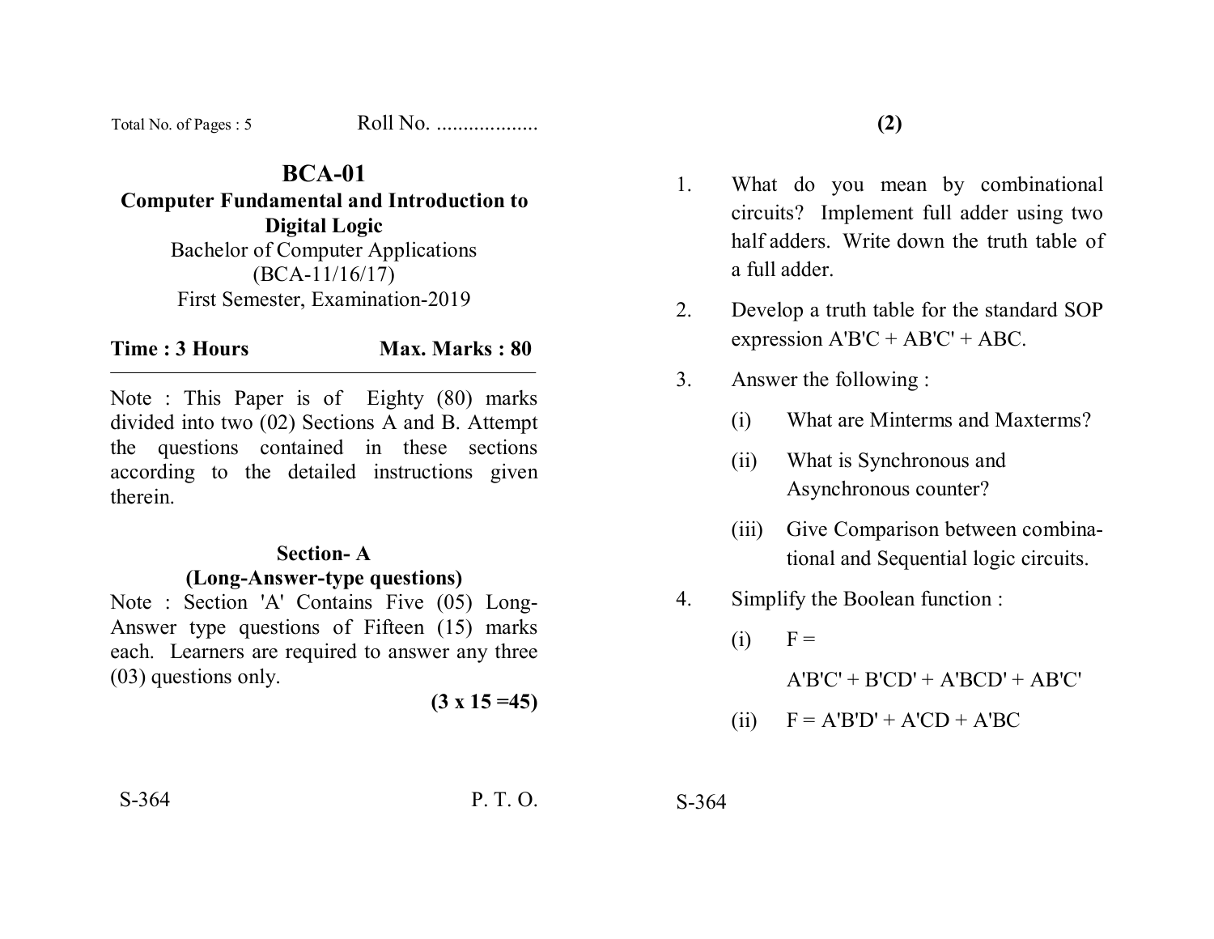Total No. of Pages : 5 Roll No. ..................

# BCA-01

## Computer Fundamental and Introduction to Digital Logic

Bachelor of Computer Applications
(BCA-11/16/17)
First Semester, Examination-2019

**Time : 3 Hours** **Max. Marks : 80**

Note : This Paper is of Eighty (80) marks divided into two (02) Sections A and B. Attempt the questions contained in these sections according to the detailed instructions given therein.

### Section- A
### (Long-Answer-type questions)

Note : Section 'A' Contains Five (05) Long-Answer type questions of Fifteen (15) marks each. Learners are required to answer any three (03) questions only.

**(3 x 15 =45)**

S-364 P. T. O.

1. What do you mean by combinational circuits? Implement full adder using two half adders. Write down the truth table of a full adder.

2. Develop a truth table for the standard SOP expression $A'B'C + AB'C' + ABC$.

3. Answer the following :
   - (i) What are Minterms and Maxterms?
   - (ii) What is Synchronous and Asynchronous counter?
   - (iii) Give Comparison between combinational and Sequential logic circuits.

4. Simplify the Boolean function :
   - (i) $F =$
     $A'B'C' + B'CD' + A'BCD' + AB'C'$
   - (ii) $F = A'B'D' + A'CD + A'BC$

S-364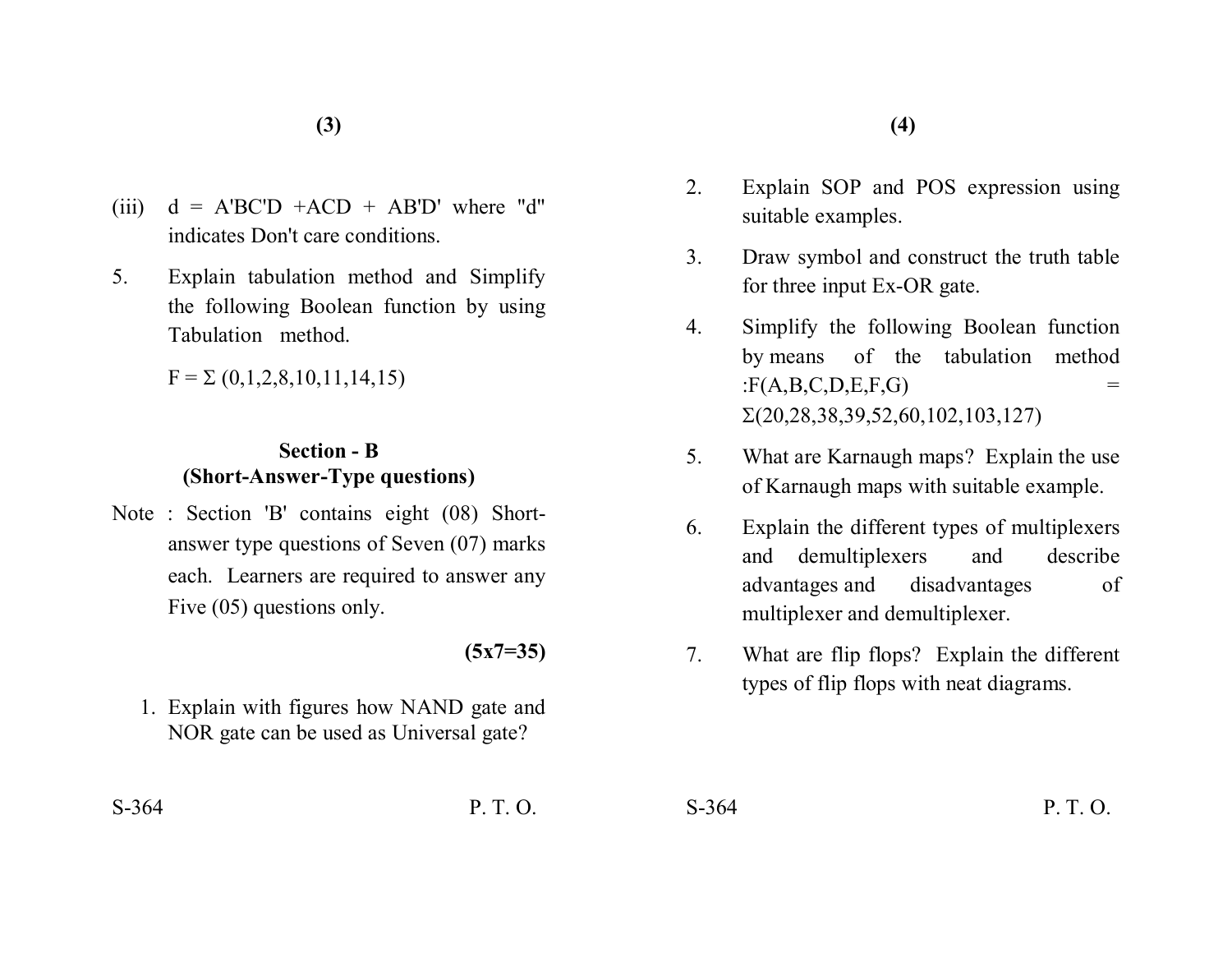(iii) $d = A'BC'D + ACD + AB'D'$ where "d" indicates Don't care conditions.

5. Explain tabulation method and Simplify the following Boolean function by using Tabulation method.

   $F = \Sigma (0,1,2,8,10,11,14,15)$

## Section - B
### (Short-Answer-Type questions)

Note : Section 'B' contains eight (08) Short-answer type questions of Seven (07) marks each. Learners are required to answer any Five (05) questions only.

**(5x7=35)**

1. Explain with figures how NAND gate and NOR gate can be used as Universal gate?

2. Explain SOP and POS expression using suitable examples.

3. Draw symbol and construct the truth table for three input Ex-OR gate.

4. Simplify the following Boolean function by means of the tabulation method :$F(A,B,C,D,E,F,G) = \Sigma(20,28,38,39,52,60,102,103,127)$

5. What are Karnaugh maps? Explain the use of Karnaugh maps with suitable example.

6. Explain the different types of multiplexers and demultiplexers and describe advantages and disadvantages of multiplexer and demultiplexer.

7. What are flip flops? Explain the different types of flip flops with neat diagrams.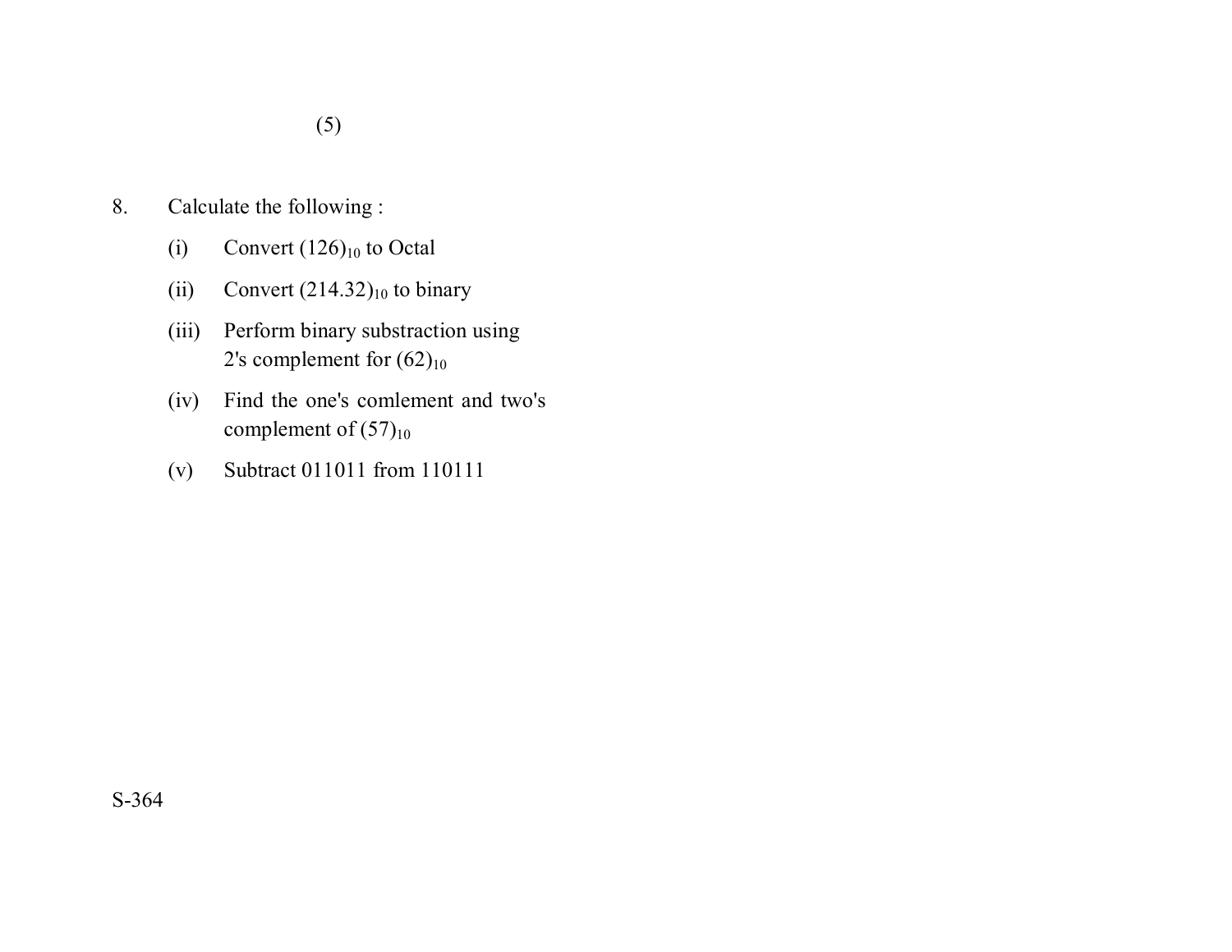(5)

8. Calculate the following :

   (i) Convert $(126)_{10}$ to Octal

   (ii) Convert $(214.32)_{10}$ to binary

   (iii) Perform binary substraction using 2's complement for $(62)_{10}$

   (iv) Find the one's comlement and two's complement of $(57)_{10}$

   (v) Subtract 011011 from 110111

S-364